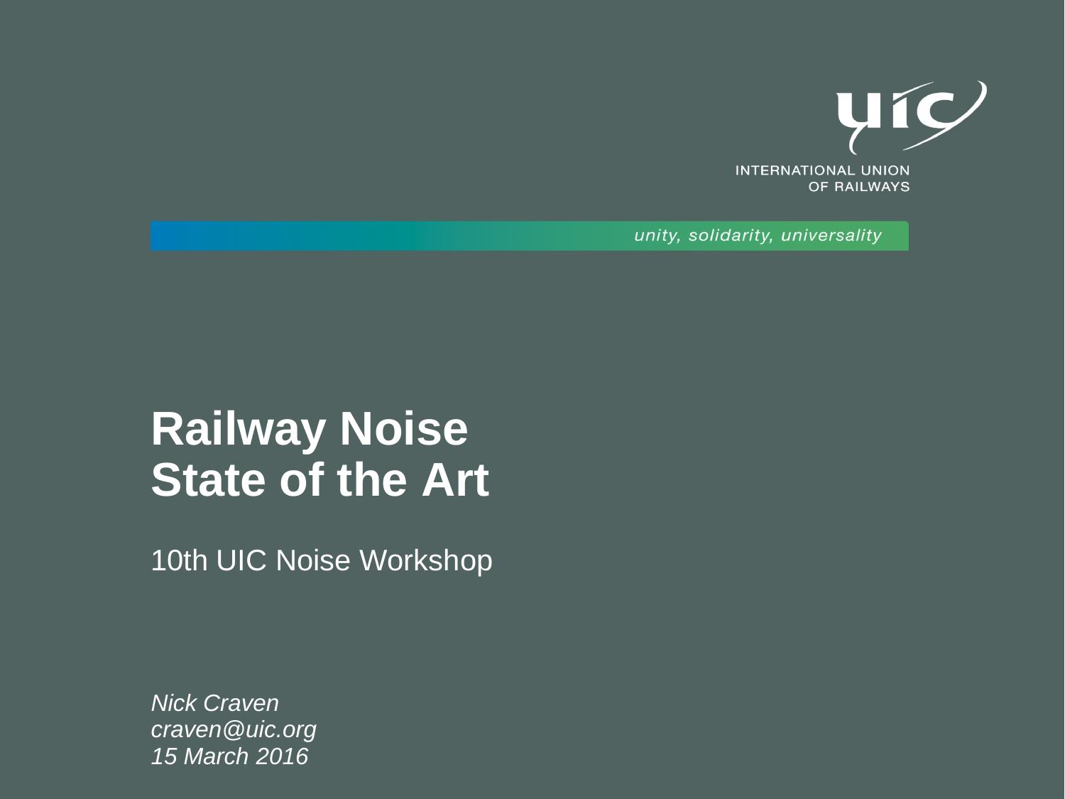uic

INTERNATIONAL UNION
OF RAILWAYS

*unity, solidarity, universality*

# Railway Noise
# State of the Art

10th UIC Noise Workshop

*Nick Craven*
*craven@uic.org*
*15 March 2016*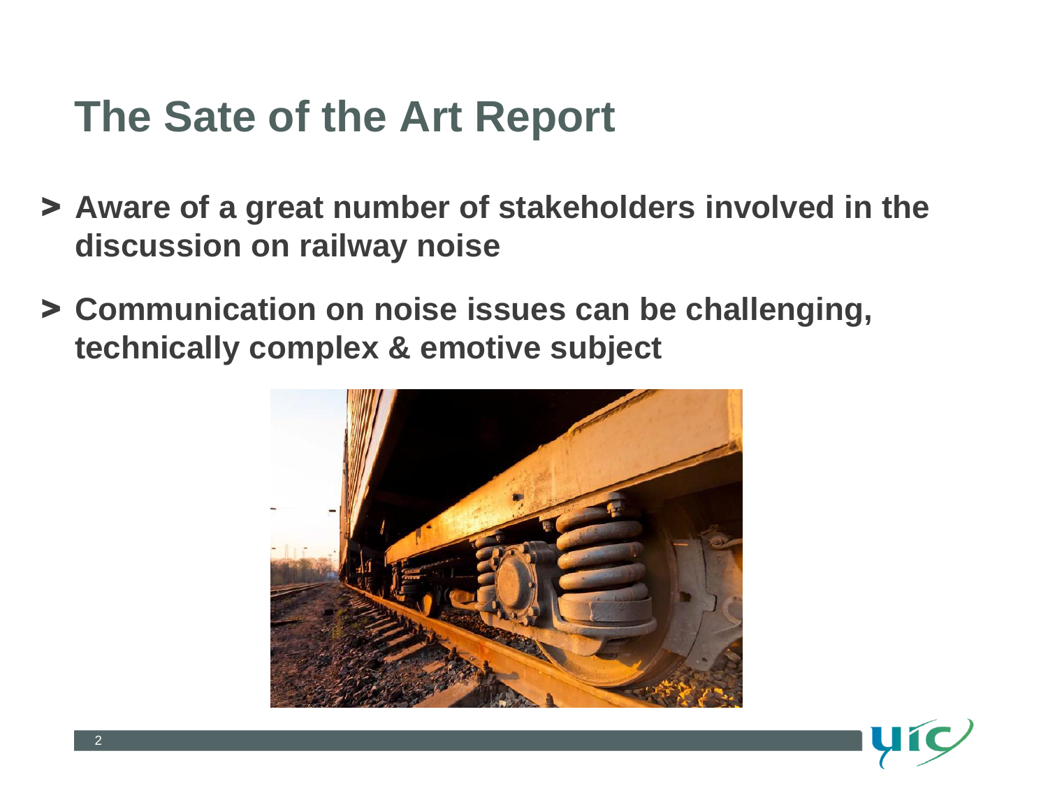# The Sate of the Art Report

- **Aware of a great number of stakeholders involved in the discussion on railway noise**
- **Communication on noise issues can be challenging, technically complex & emotive subject**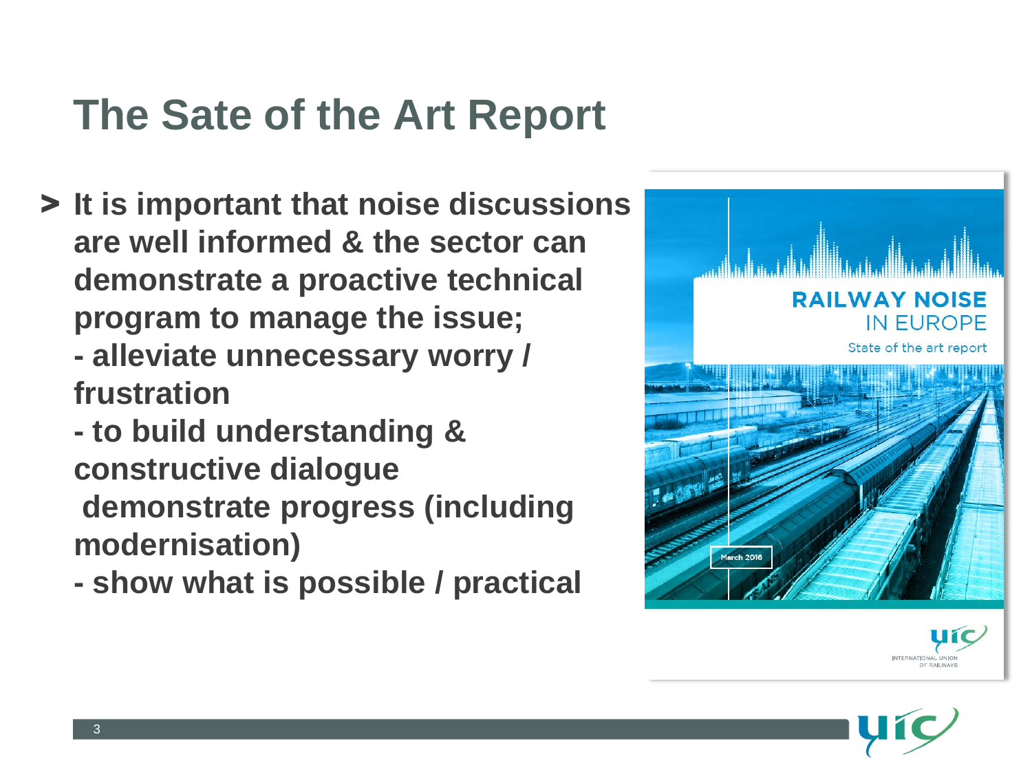# The Sate of the Art Report

- **It is important that noise discussions are well informed & the sector can demonstrate a proactive technical program to manage the issue;**
  **- alleviate unnecessary worry / frustration**
  **- to build understanding & constructive dialogue**
  **demonstrate progress (including modernisation)**
  **- show what is possible / practical**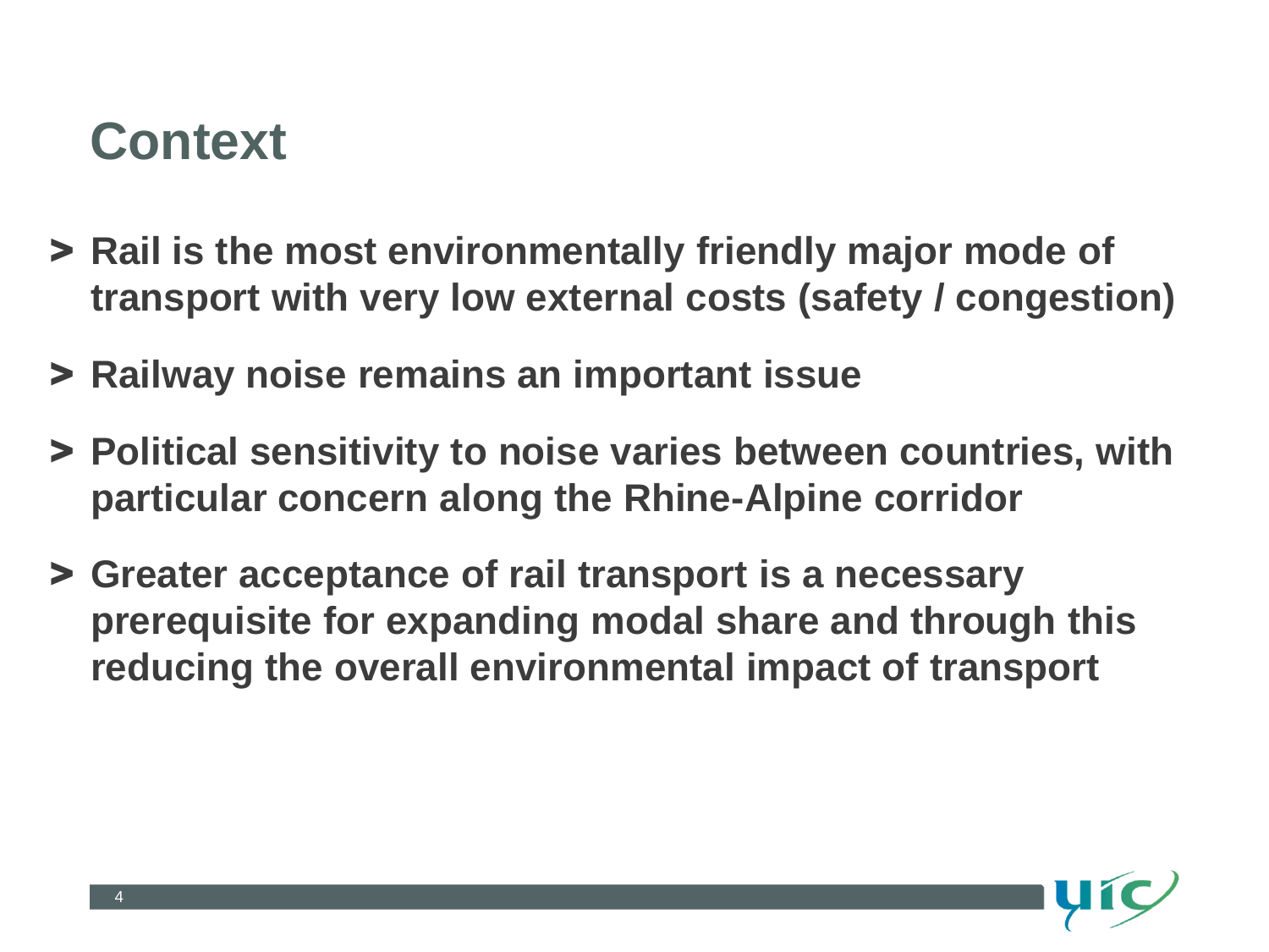# Context

- **Rail is the most environmentally friendly major mode of transport with very low external costs (safety / congestion)**
- **Railway noise remains an important issue**
- **Political sensitivity to noise varies between countries, with particular concern along the Rhine-Alpine corridor**
- **Greater acceptance of rail transport is a necessary prerequisite for expanding modal share and through this reducing the overall environmental impact of transport**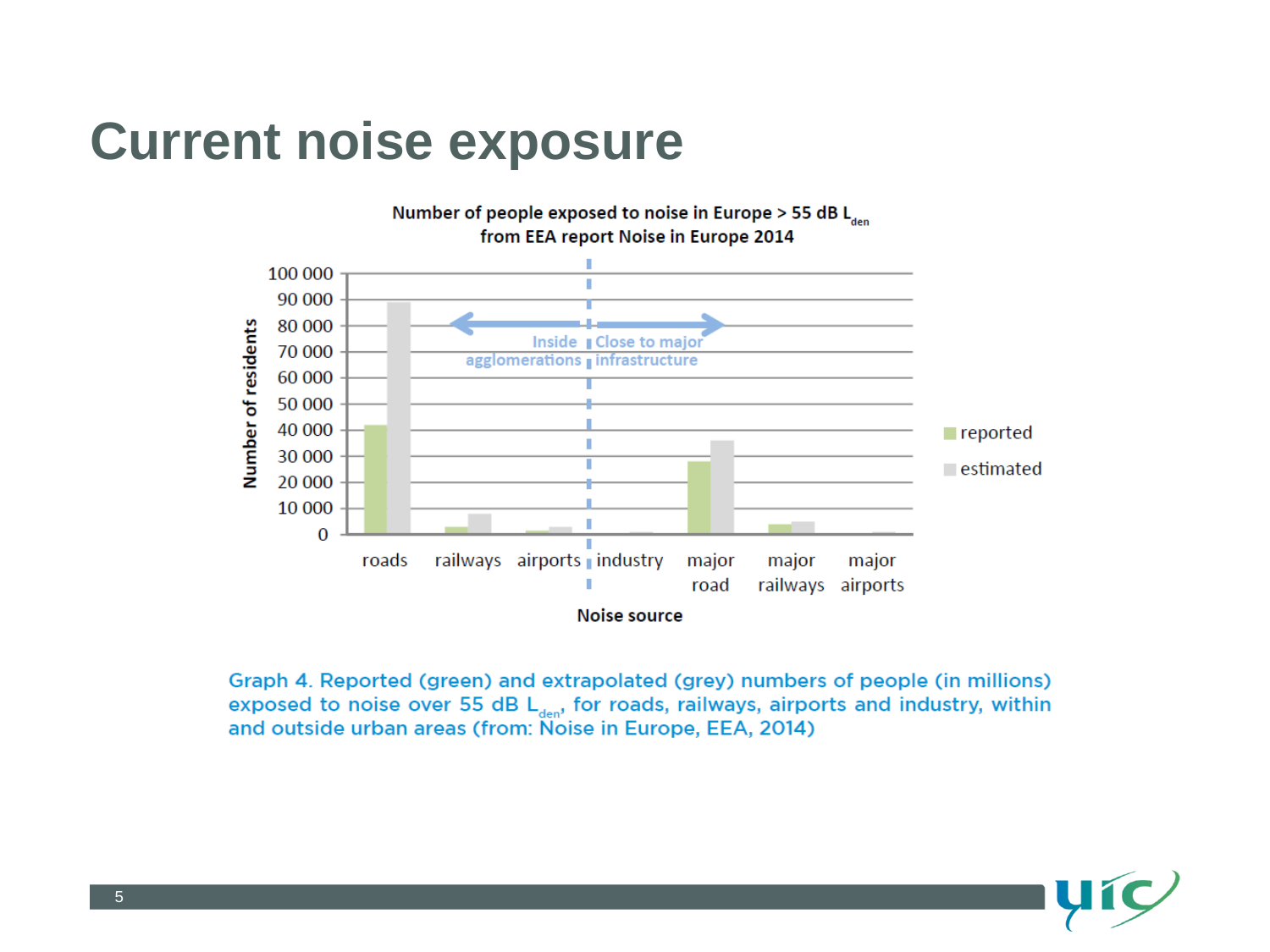# Current noise exposure

Number of people exposed to noise in Europe > 55 dB $L_{den}$
from EEA report Noise in Europe 2014

| Noise source | reported | estimated |
|---|---|---|
| roads | 42 000 | 89 000 |
| railways | 3 000 | 8 000 |
| airports | 1 500 | 3 000 |
| industry | | 1 000 |
| major road | 28 000 | 36 000 |
| major railways | 4 000 | 5 000 |
| major airports | | 1 000 |

Inside agglomerations | Close to major infrastructure

Graph 4. Reported (green) and extrapolated (grey) numbers of people (in millions) exposed to noise over 55 dB $L_{den}$, for roads, railways, airports and industry, within and outside urban areas (from: Noise in Europe, EEA, 2014)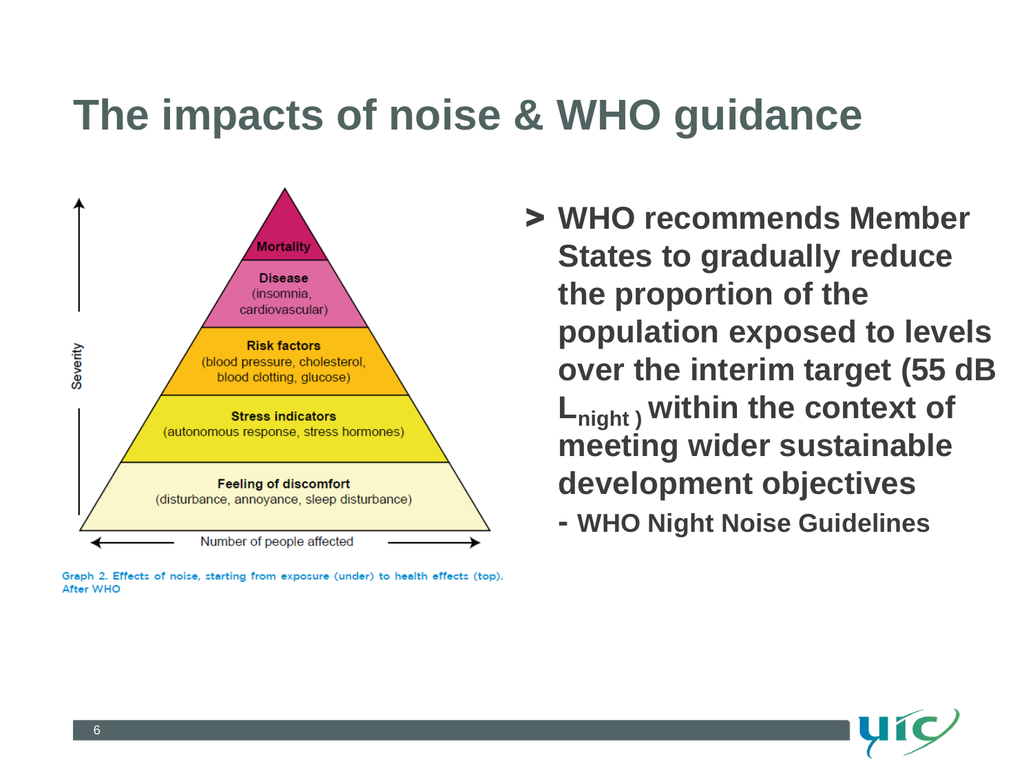# The impacts of noise & WHO guidance

Severity

- Mortality
- Disease (insomnia, cardiovascular)
- Risk factors (blood pressure, cholesterol, blood clotting, glucose)
- Stress indicators (autonomous response, stress hormones)
- Feeling of discomfort (disturbance, annoyance, sleep disturbance)

Number of people affected

Graph 2. Effects of noise, starting from exposure (under) to health effects (top). After WHO

> **WHO recommends Member States to gradually reduce the proportion of the population exposed to levels over the interim target (55 dB $L_{night}$) within the context of meeting wider sustainable development objectives**
>
> **- WHO Night Noise Guidelines**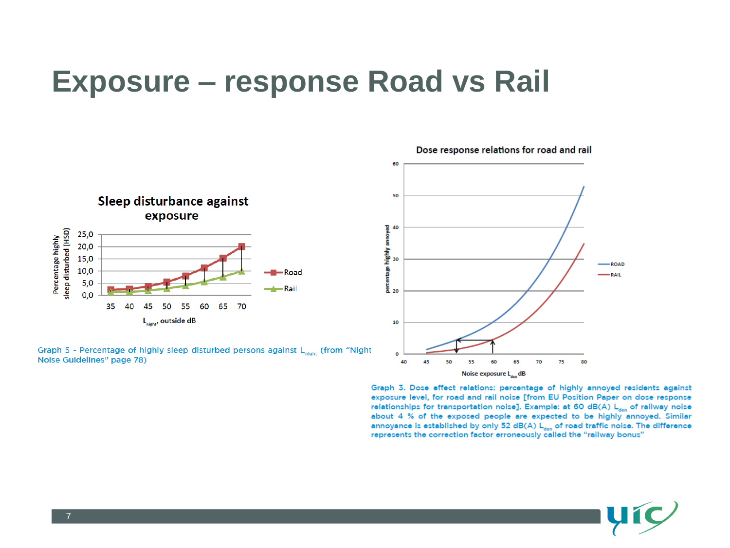# Exposure – response Road vs Rail

Graph 5 - Percentage of highly sleep disturbed persons against $L_{night}$ (from "Night Noise Guidelines" page 78)

Graph 3. Dose effect relations: percentage of highly annoyed residents against exposure level, for road and rail noise [from EU Position Paper on dose response relationships for transportation noise]. Example: at 60 dB(A) $L_{den}$ of railway noise about 4 % of the exposed people are expected to be highly annoyed. Similar annoyance is established by only 52 dB(A) $L_{den}$ of road traffic noise. The difference represents the correction factor erroneously called the "railway bonus"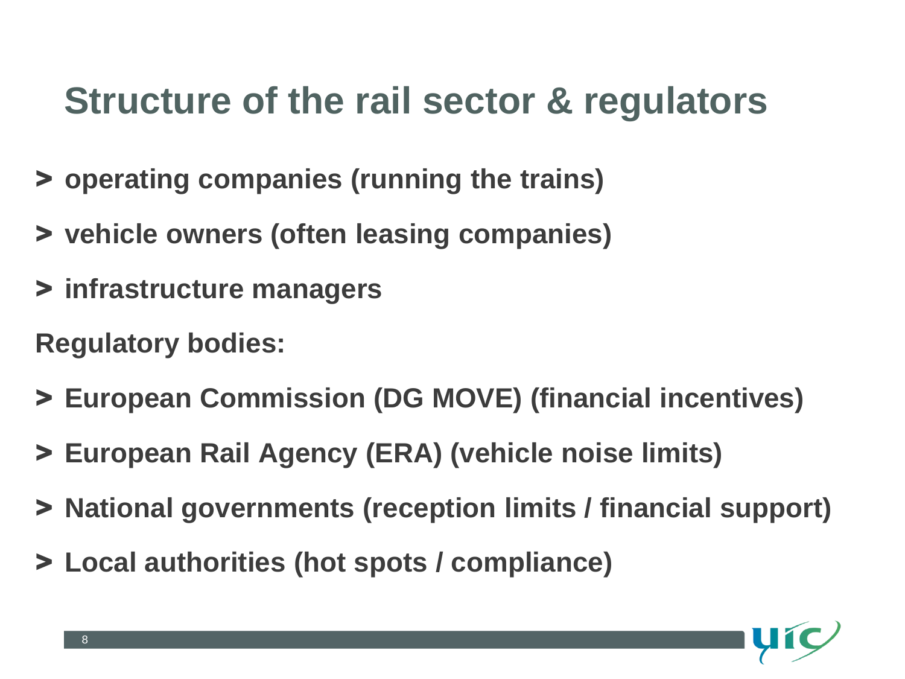# Structure of the rail sector & regulators

- **operating companies (running the trains)**
- **vehicle owners (often leasing companies)**
- **infrastructure managers**

**Regulatory bodies:**

- **European Commission (DG MOVE) (financial incentives)**
- **European Rail Agency (ERA) (vehicle noise limits)**
- **National governments (reception limits / financial support)**
- **Local authorities (hot spots / compliance)**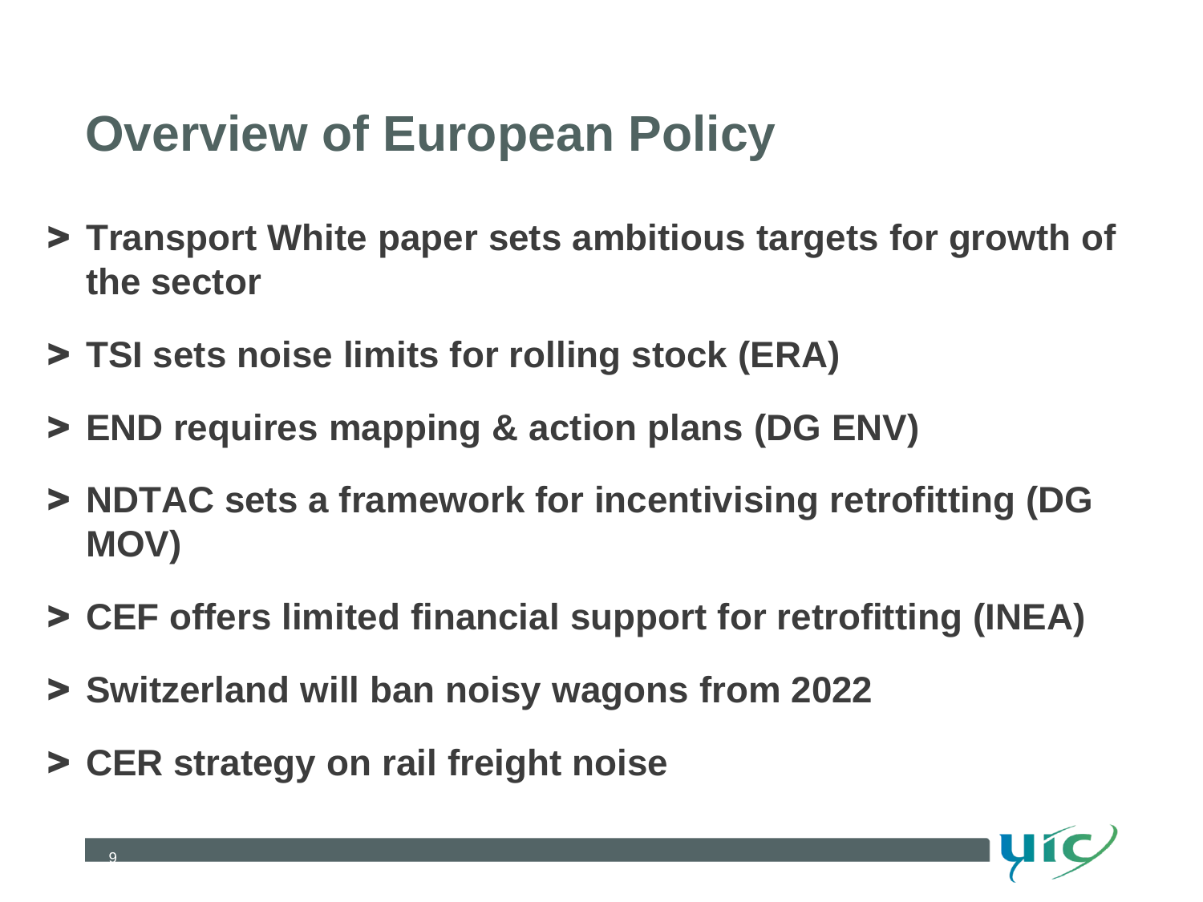# Overview of European Policy

- **Transport White paper sets ambitious targets for growth of the sector**
- **TSI sets noise limits for rolling stock (ERA)**
- **END requires mapping & action plans (DG ENV)**
- **NDTAC sets a framework for incentivising retrofitting (DG MOV)**
- **CEF offers limited financial support for retrofitting (INEA)**
- **Switzerland will ban noisy wagons from 2022**
- **CER strategy on rail freight noise**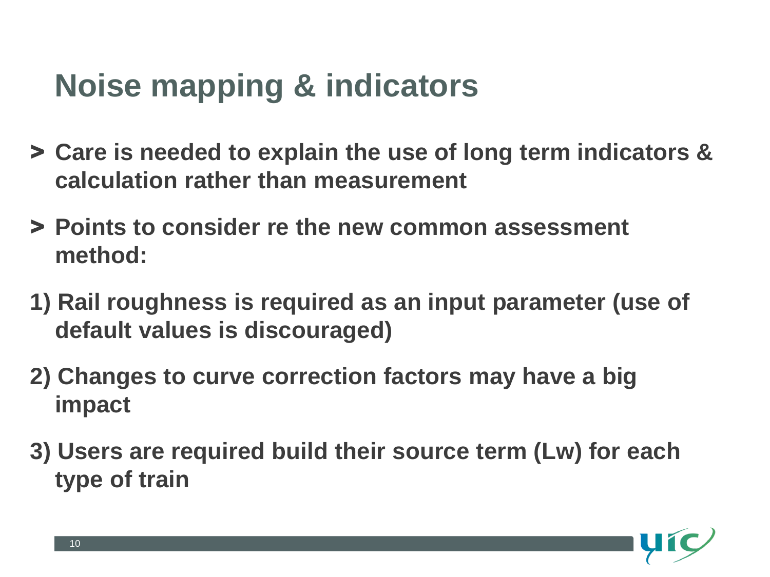# Noise mapping & indicators

- **Care is needed to explain the use of long term indicators & calculation rather than measurement**
- **Points to consider re the new common assessment method:**

1) **Rail roughness is required as an input parameter (use of default values is discouraged)**
2) **Changes to curve correction factors may have a big impact**
3) **Users are required build their source term (Lw) for each type of train**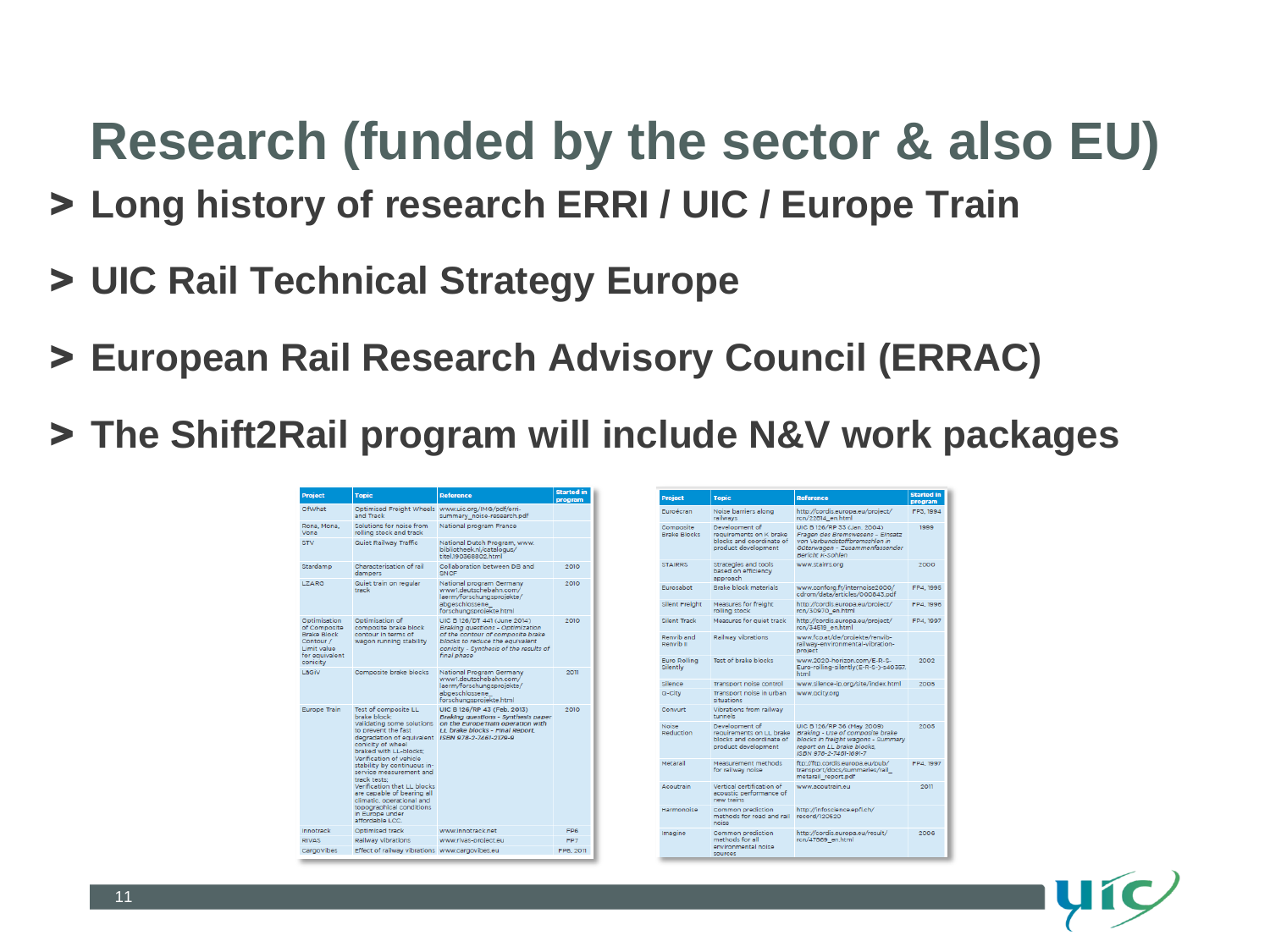# Research (funded by the sector & also EU)

- **Long history of research ERRI / UIC / Europe Train**
- **UIC Rail Technical Strategy Europe**
- **European Rail Research Advisory Council (ERRAC)**
- **The Shift2Rail program will include N&V work packages**

| Project | Topic | Reference | Started in program |
|---|---|---|---|
| OfWhat | Optimised Freight Wheels and Track | www.uic.org/IMG/pdf/erri-summary_noise-research.pdf | |
| Rona, Mona, Vona | Solutions for noise from rolling stock and track | National program France | |
| STV | Quiet Railway Traffic | National Dutch Program, www.bibliotheek.nl/catalogus/titel.390366802.html | |
| Stardamp | Characterisation of rail dampers | Collaboration between DB and SNCF | 2010 |
| LZARG | Quiet train on regular track | National program Germany www1.deutschebahn.com/laerm/forschungsprojekte/abgeschlossene_forschungsprojekte.html | 2010 |
| Optimisation of Composite Brake Block Contour / Limit value for equivalent conicity | Optimisation of composite brake block contour in terms of wagon running stability | UIC B 126/DT 441 (June 2014) *Braking questions - Optimization of the contour of composite brake blocks to reduce the equivalent conicity - Synthesis of the results of final phase* | 2010 |
| LäGiV | Composite brake blocks | National Program Germany www1.deutschebahn.com/laerm/forschungsprojekte/abgeschlossene_forschungsprojekte.html | 2011 |
| Europe Train | Test of composite LL brake block validating some solutions to prevent the fast degradation of equivalent conicity of wheel braked with LL-blocks; Verification of vehicle stability by continuous in-service measurement and track tests; Verification that LL blocks are capable of bearing all climatic, operational and topographical conditions in Europe under affordable LCC | UIC B 126/RP 43 (Feb. 2013) *Braking questions - Synthesis paper on the Europe Train operation with LL brake blocks - Final Report. ISBN 978-2-7461-2179-9* | 2010 |
| Innotrack | Optimised track | www.innotrack.net | FP6 |
| RIVAS | Railway vibrations | www.rivas-project.eu | FP7 |
| Cargovibes | Effect of railway vibrations | www.cargovibes.eu | FP6, 2011 |

| Project | Topic | Reference | Started in program |
|---|---|---|---|
| Euroécran | Noise barriers along railways | http://cordis.europa.eu/project/rcn/22614_en.html | FP3, 1994 |
| Composite Brake Blocks | Development of requirements on K brake blocks and coordinate of product development | UIC B 126/RP 33 (Jan. 2004) *Fragen des Bremswesens - Einsatz von Verbundstoffbremssohlen in Güterwagen - Zusammenfassender Bericht K-Sohlen* | 1999 |
| STAIRRS | Strategies and tools based on efficiency approach | www.stairrs.org | 2000 |
| Eurosabot | Brake block materials | www.conforg.fr/internoise2000/cdrom/data/articles/000643.pdf | FP4, 1996 |
| Silent Freight | Measures for freight rolling stock | http://cordis.europa.eu/project/rcn/30970_en.html | FP4, 1996 |
| Silent Track | Measures for quiet track | http://cordis.europa.eu/project/rcn/34619_en.html | FP4, 1997 |
| Renvib and Renvib II | Railway vibrations | www.fcp.at/de/projekte/renvib-railway-environmental-vibration-project | |
| Euro Rolling Silently | Test of brake blocks | www.2020-horizon.com/E-R-S-Euro-rolling-silently(E-R-S-)-s40357.html | 2002 |
| Silence | Transport noise control | www.silence-ip.org/site/index.html | 2005 |
| Q-City | Transport noise in urban situations | www.qcity.org | |
| Convurt | Vibrations from railway tunnels | | |
| Noise Reduction | Development of requirements on LL brake blocks and coordinate of product development | UIC B 126/RP 36 (May 2009) *Braking - Use of composite brake blocks in freight wagons - Summary report on LL brake blocks, ISBN 978-2-7461-1691-7* | 2005 |
| Metarail | Measurement methods for railway noise | ftp://ftp.cordis.europa.eu/pub/transport/docs/summaries/rail_metarail_report.pdf | FP4, 1997 |
| Acoutrain | Vertical certification of acoustic performance of new trains | www.acoutrain.eu | 2011 |
| Harmonoise | Common prediction methods for road and rail noise | http://infoscience.epfl.ch/record/120620 | |
| Imagine | Common prediction methods for all environmental noise sources | http://cordis.europa.eu/result/rcn/47069_en.html | 2006 |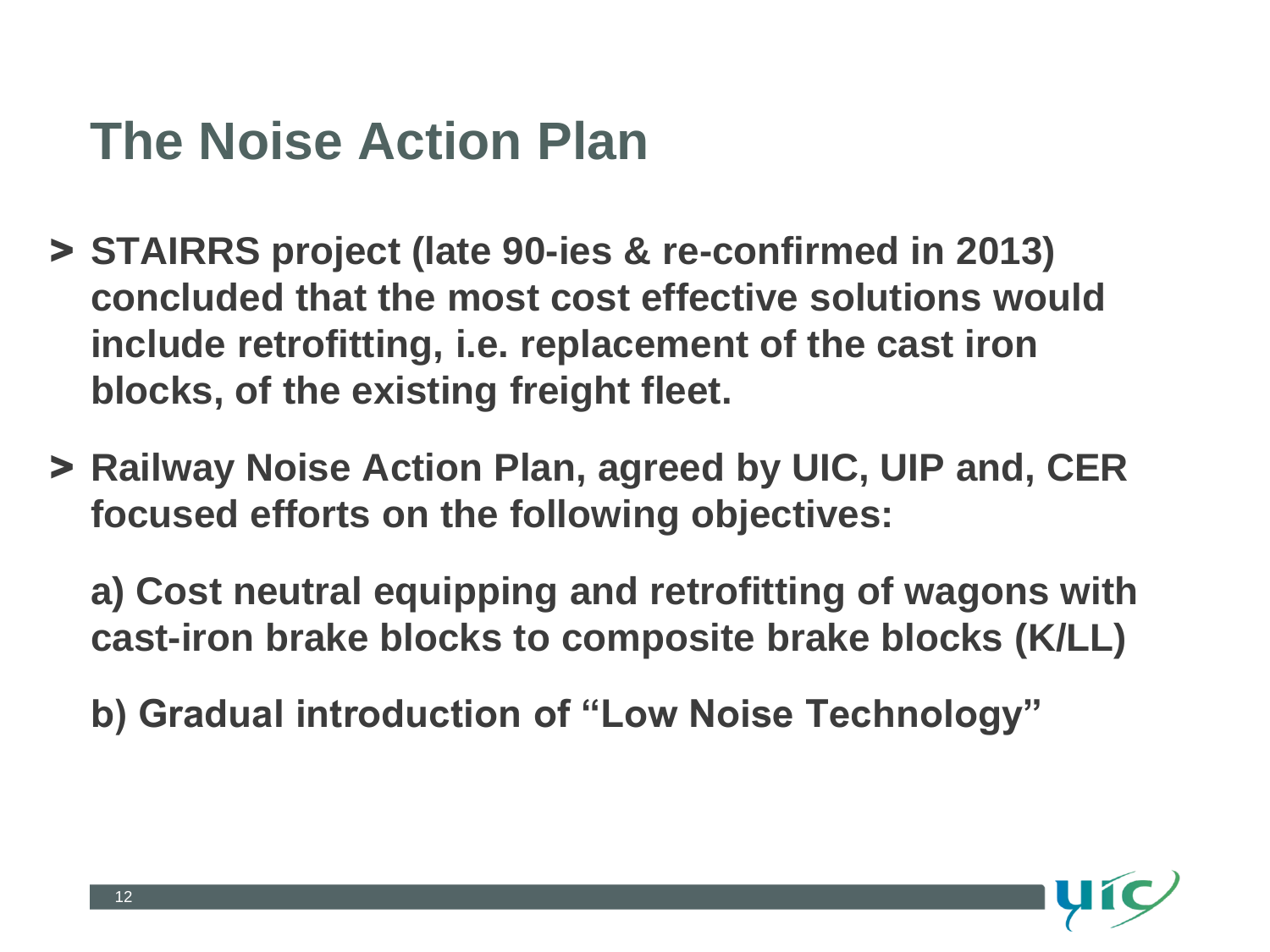# The Noise Action Plan

- **STAIRRS project (late 90-ies & re-confirmed in 2013) concluded that the most cost effective solutions would include retrofitting, i.e. replacement of the cast iron blocks, of the existing freight fleet.**
- **Railway Noise Action Plan, agreed by UIC, UIP and, CER focused efforts on the following objectives:**

  **a) Cost neutral equipping and retrofitting of wagons with cast-iron brake blocks to composite brake blocks (K/LL)**

  **b) Gradual introduction of "Low Noise Technology"**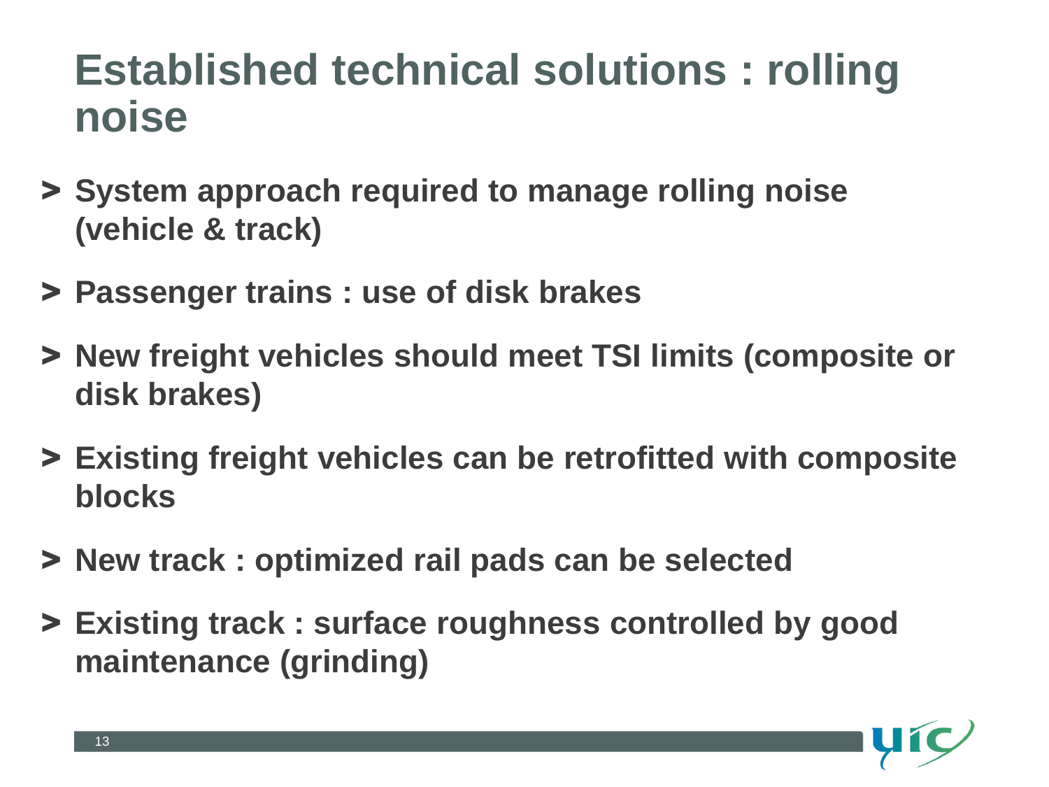# Established technical solutions : rolling noise

- System approach required to manage rolling noise (vehicle & track)
- Passenger trains : use of disk brakes
- New freight vehicles should meet TSI limits (composite or disk brakes)
- Existing freight vehicles can be retrofitted with composite blocks
- New track : optimized rail pads can be selected
- Existing track : surface roughness controlled by good maintenance (grinding)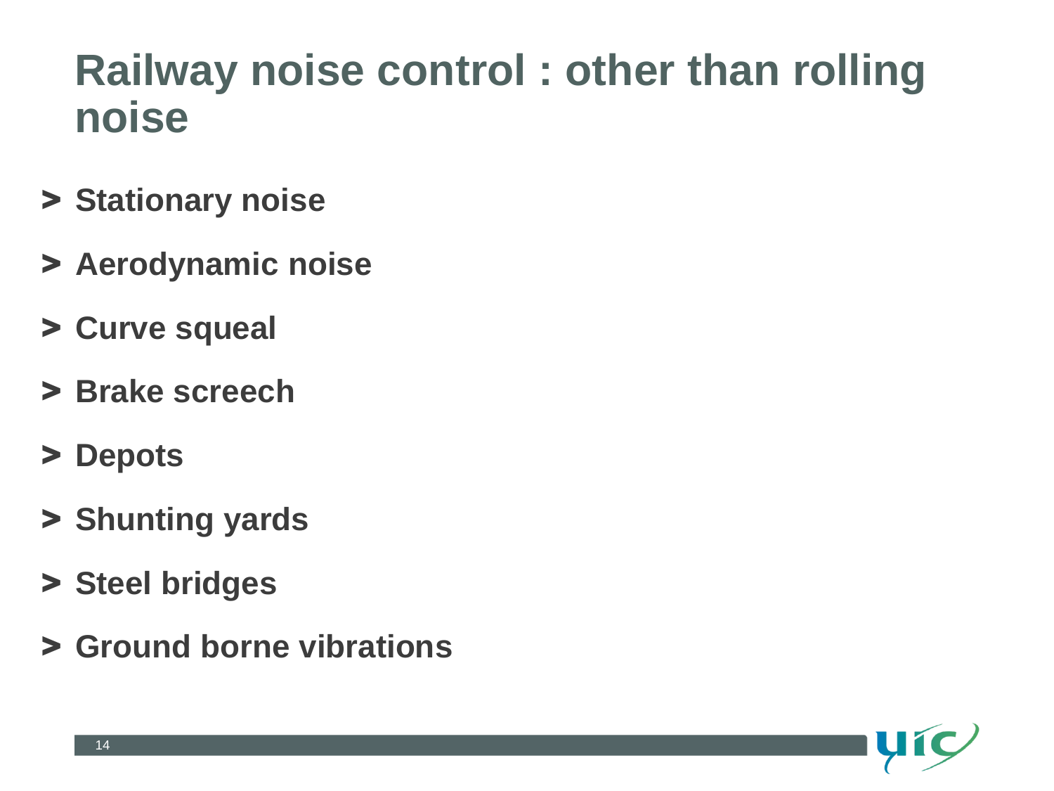# Railway noise control : other than rolling noise

- **Stationary noise**
- **Aerodynamic noise**
- **Curve squeal**
- **Brake screech**
- **Depots**
- **Shunting yards**
- **Steel bridges**
- **Ground borne vibrations**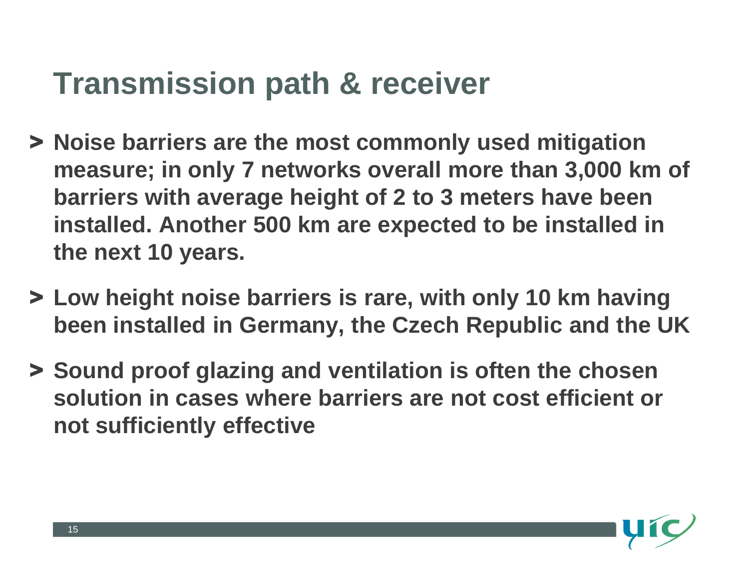# Transmission path & receiver

- **Noise barriers are the most commonly used mitigation measure; in only 7 networks overall more than 3,000 km of barriers with average height of 2 to 3 meters have been installed. Another 500 km are expected to be installed in the next 10 years.**
- **Low height noise barriers is rare, with only 10 km having been installed in Germany, the Czech Republic and the UK**
- **Sound proof glazing and ventilation is often the chosen solution in cases where barriers are not cost efficient or not sufficiently effective**